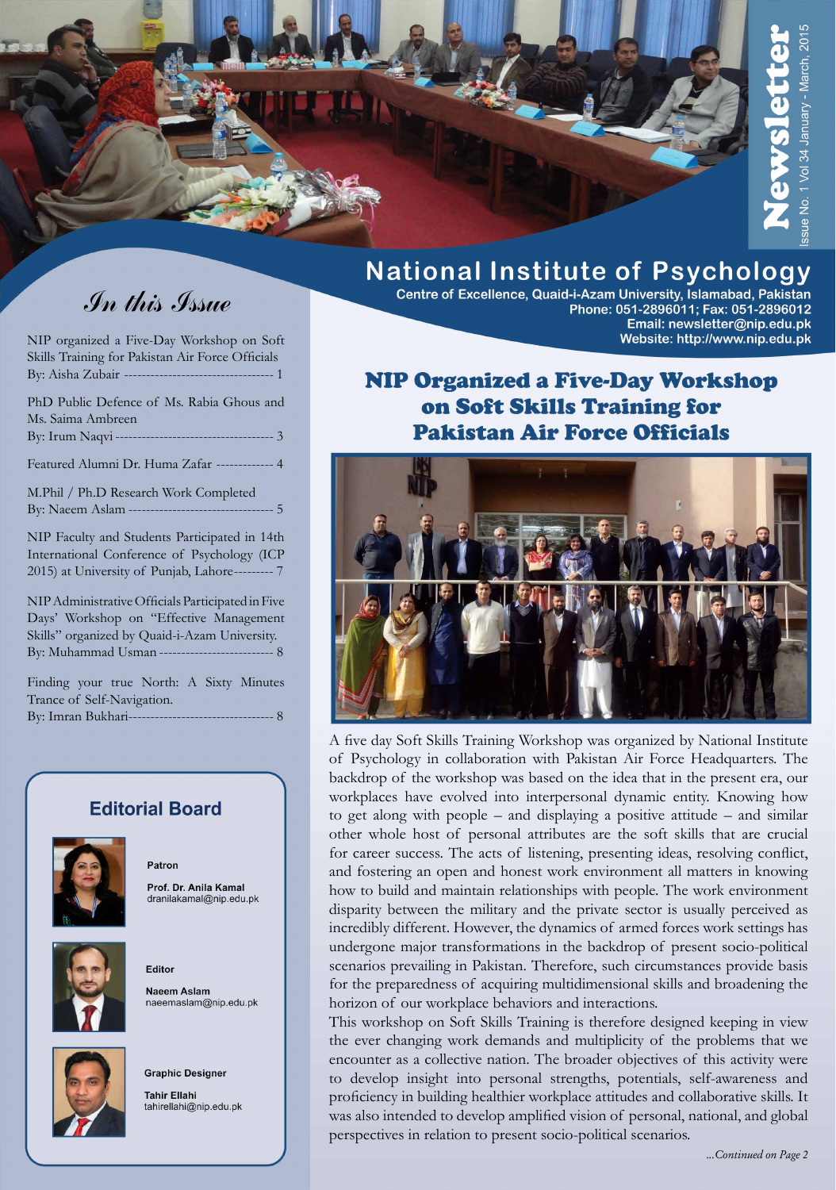# Newsletter

Issue No. 1 Vol 34 January - March, 2015

# National Institute of Psychology

**Centre of Excellence, Quaid-i-Azam University, Islamabad, Pakistan**
**Phone: 051-2896011; Fax: 051-2896012**
**Email: newsletter@nip.edu.pk**
**Website: http://www.nip.edu.pk**

## *In this Issue*

NIP organized a Five-Day Workshop on Soft Skills Training for Pakistan Air Force Officials
By: Aisha Zubair --------------------------------- 1

PhD Public Defence of Ms. Rabia Ghous and Ms. Saima Ambreen
By: Irum Naqvi ----------------------------------- 3

Featured Alumni Dr. Huma Zafar ------------- 4

M.Phil / Ph.D Research Work Completed
By: Naeem Aslam -------------------------------- 5

NIP Faculty and Students Participated in 14th International Conference of Psychology (ICP 2015) at University of Punjab, Lahore--------- 7

NIP Administrative Officials Participated in Five Days' Workshop on "Effective Management Skills" organized by Quaid-i-Azam University.
By: Muhammad Usman ------------------------- 8

Finding your true North: A Sixty Minutes Trance of Self-Navigation.
By: Imran Bukhari-------------------------------- 8

### Editorial Board

**Patron**
**Prof. Dr. Anila Kamal**
dranilakamal@nip.edu.pk

**Editor**
**Naeem Aslam**
naeemaslam@nip.edu.pk

**Graphic Designer**
**Tahir Ellahi**
tahirellahi@nip.edu.pk

## NIP Organized a Five-Day Workshop on Soft Skills Training for Pakistan Air Force Officials

A five day Soft Skills Training Workshop was organized by National Institute of Psychology in collaboration with Pakistan Air Force Headquarters. The backdrop of the workshop was based on the idea that in the present era, our workplaces have evolved into interpersonal dynamic entity. Knowing how to get along with people – and displaying a positive attitude – and similar other whole host of personal attributes are the soft skills that are crucial for career success. The acts of listening, presenting ideas, resolving conflict, and fostering an open and honest work environment all matters in knowing how to build and maintain relationships with people. The work environment disparity between the military and the private sector is usually perceived as incredibly different. However, the dynamics of armed forces work settings has undergone major transformations in the backdrop of present socio-political scenarios prevailing in Pakistan. Therefore, such circumstances provide basis for the preparedness of acquiring multidimensional skills and broadening the horizon of our workplace behaviors and interactions.

This workshop on Soft Skills Training is therefore designed keeping in view the ever changing work demands and multiplicity of the problems that we encounter as a collective nation. The broader objectives of this activity were to develop insight into personal strengths, potentials, self-awareness and proficiency in building healthier workplace attitudes and collaborative skills. It was also intended to develop amplified vision of personal, national, and global perspectives in relation to present socio-political scenarios.

*...Continued on Page 2*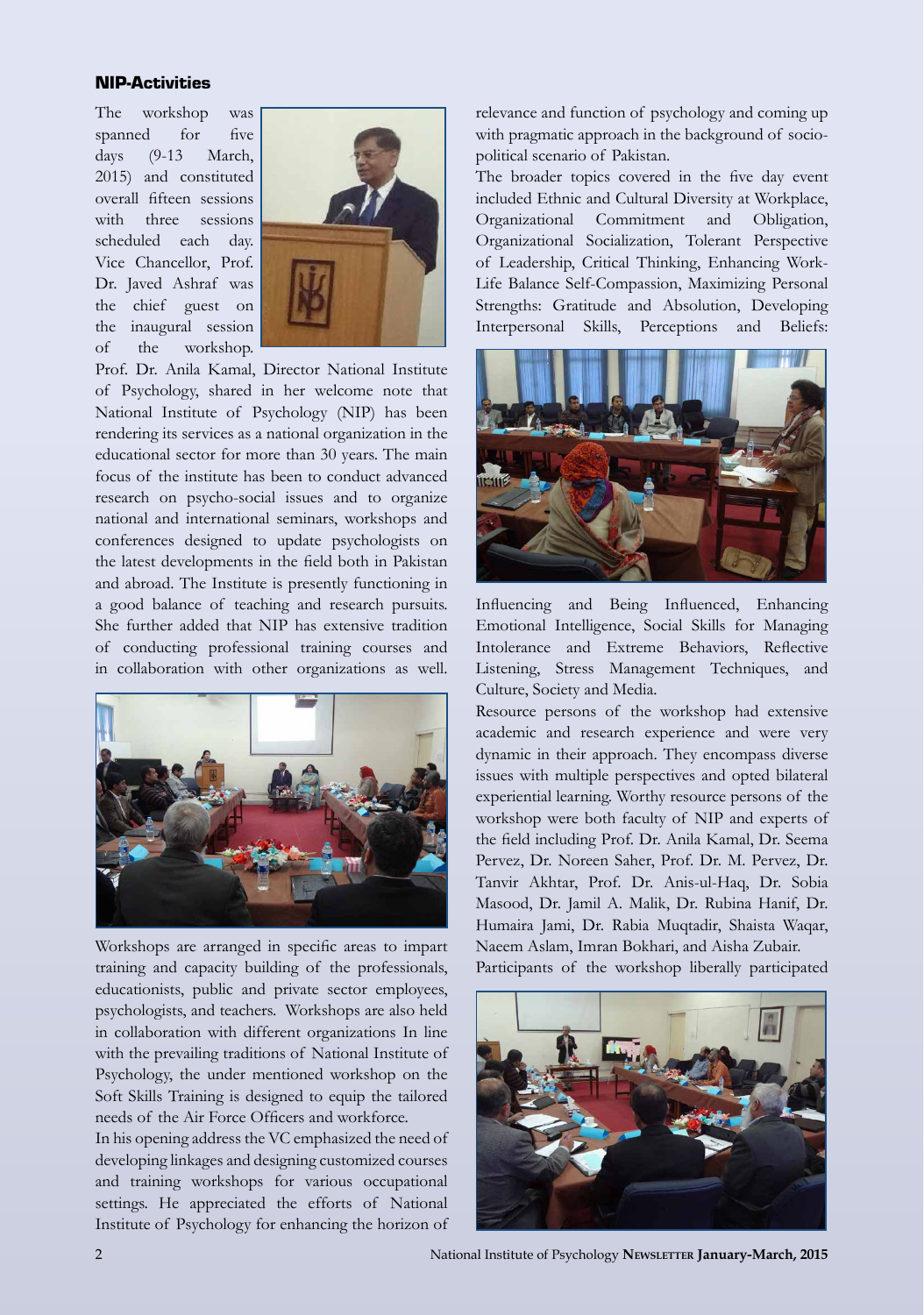## NIP-Activities

The workshop was spanned for five days (9-13 March, 2015) and constituted overall fifteen sessions with three sessions scheduled each day. Vice Chancellor, Prof. Dr. Javed Ashraf was the chief guest on the inaugural session of the workshop. Prof. Dr. Anila Kamal, Director National Institute of Psychology, shared in her welcome note that National Institute of Psychology (NIP) has been rendering its services as a national organization in the educational sector for more than 30 years. The main focus of the institute has been to conduct advanced research on psycho-social issues and to organize national and international seminars, workshops and conferences designed to update psychologists on the latest developments in the field both in Pakistan and abroad. The Institute is presently functioning in a good balance of teaching and research pursuits. She further added that NIP has extensive tradition of conducting professional training courses and in collaboration with other organizations as well.

Workshops are arranged in specific areas to impart training and capacity building of the professionals, educationists, public and private sector employees, psychologists, and teachers. Workshops are also held in collaboration with different organizations In line with the prevailing traditions of National Institute of Psychology, the under mentioned workshop on the Soft Skills Training is designed to equip the tailored needs of the Air Force Officers and workforce.

In his opening address the VC emphasized the need of developing linkages and designing customized courses and training workshops for various occupational settings. He appreciated the efforts of National Institute of Psychology for enhancing the horizon of relevance and function of psychology and coming up with pragmatic approach in the background of socio-political scenario of Pakistan.

The broader topics covered in the five day event included Ethnic and Cultural Diversity at Workplace, Organizational Commitment and Obligation, Organizational Socialization, Tolerant Perspective of Leadership, Critical Thinking, Enhancing Work-Life Balance Self-Compassion, Maximizing Personal Strengths: Gratitude and Absolution, Developing Interpersonal Skills, Perceptions and Beliefs: Influencing and Being Influenced, Enhancing Emotional Intelligence, Social Skills for Managing Intolerance and Extreme Behaviors, Reflective Listening, Stress Management Techniques, and Culture, Society and Media.

Resource persons of the workshop had extensive academic and research experience and were very dynamic in their approach. They encompass diverse issues with multiple perspectives and opted bilateral experiential learning. Worthy resource persons of the workshop were both faculty of NIP and experts of the field including Prof. Dr. Anila Kamal, Dr. Seema Pervez, Dr. Noreen Saher, Prof. Dr. M. Pervez, Dr. Tanvir Akhtar, Prof. Dr. Anis-ul-Haq, Dr. Sobia Masood, Dr. Jamil A. Malik, Dr. Rubina Hanif, Dr. Humaira Jami, Dr. Rabia Muqtadir, Shaista Waqar, Naeem Aslam, Imran Bokhari, and Aisha Zubair.

Participants of the workshop liberally participated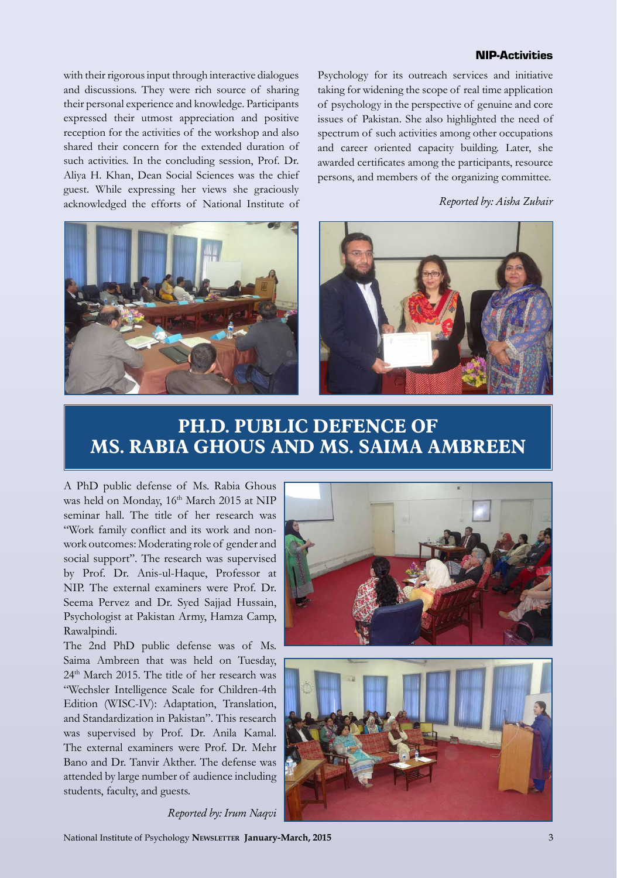with their rigorous input through interactive dialogues and discussions. They were rich source of sharing their personal experience and knowledge. Participants expressed their utmost appreciation and positive reception for the activities of the workshop and also shared their concern for the extended duration of such activities. In the concluding session, Prof. Dr. Aliya H. Khan, Dean Social Sciences was the chief guest. While expressing her views she graciously acknowledged the efforts of National Institute of Psychology for its outreach services and initiative taking for widening the scope of real time application of psychology in the perspective of genuine and core issues of Pakistan. She also highlighted the need of spectrum of such activities among other occupations and career oriented capacity building. Later, she awarded certificates among the participants, resource persons, and members of the organizing committee.

*Reported by: Aisha Zubair*

## PH.D. PUBLIC DEFENCE OF MS. RABIA GHOUS AND MS. SAIMA AMBREEN

A PhD public defense of Ms. Rabia Ghous was held on Monday, 16th March 2015 at NIP seminar hall. The title of her research was "Work family conflict and its work and non-work outcomes: Moderating role of gender and social support". The research was supervised by Prof. Dr. Anis-ul-Haque, Professor at NIP. The external examiners were Prof. Dr. Seema Pervez and Dr. Syed Sajjad Hussain, Psychologist at Pakistan Army, Hamza Camp, Rawalpindi.

The 2nd PhD public defense was of Ms. Saima Ambreen that was held on Tuesday, 24th March 2015. The title of her research was "Wechsler Intelligence Scale for Children-4th Edition (WISC-IV): Adaptation, Translation, and Standardization in Pakistan". This research was supervised by Prof. Dr. Anila Kamal. The external examiners were Prof. Dr. Mehr Bano and Dr. Tanvir Akther. The defense was attended by large number of audience including students, faculty, and guests.

*Reported by: Irum Naqvi*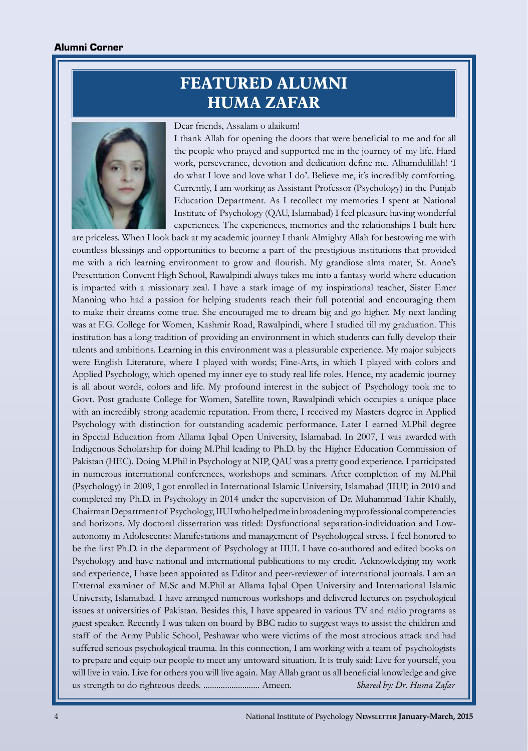**Alumni Corner**

# FEATURED ALUMNI
# HUMA ZAFAR

Dear friends, Assalam o alaikum!

I thank Allah for opening the doors that were beneficial to me and for all the people who prayed and supported me in the journey of my life. Hard work, perseverance, devotion and dedication define me. Alhamdulillah! 'I do what I love and love what I do'. Believe me, it's incredibly comforting. Currently, I am working as Assistant Professor (Psychology) in the Punjab Education Department. As I recollect my memories I spent at National Institute of Psychology (QAU, Islamabad) I feel pleasure having wonderful experiences. The experiences, memories and the relationships I built here are priceless. When I look back at my academic journey I thank Almighty Allah for bestowing me with countless blessings and opportunities to become a part of the prestigious institutions that provided me with a rich learning environment to grow and flourish. My grandiose alma mater, St. Anne's Presentation Convent High School, Rawalpindi always takes me into a fantasy world where education is imparted with a missionary zeal. I have a stark image of my inspirational teacher, Sister Emer Manning who had a passion for helping students reach their full potential and encouraging them to make their dreams come true. She encouraged me to dream big and go higher. My next landing was at F.G. College for Women, Kashmir Road, Rawalpindi, where I studied till my graduation. This institution has a long tradition of providing an environment in which students can fully develop their talents and ambitions. Learning in this environment was a pleasurable experience. My major subjects were English Literature, where I played with words; Fine-Arts, in which I played with colors and Applied Psychology, which opened my inner eye to study real life roles. Hence, my academic journey is all about words, colors and life. My profound interest in the subject of Psychology took me to Govt. Post graduate College for Women, Satellite town, Rawalpindi which occupies a unique place with an incredibly strong academic reputation. From there, I received my Masters degree in Applied Psychology with distinction for outstanding academic performance. Later I earned M.Phil degree in Special Education from Allama Iqbal Open University, Islamabad. In 2007, I was awarded with Indigenous Scholarship for doing M.Phil leading to Ph.D. by the Higher Education Commission of Pakistan (HEC). Doing M.Phil in Psychology at NIP, QAU was a pretty good experience. I participated in numerous international conferences, workshops and seminars. After completion of my M.Phil (Psychology) in 2009, I got enrolled in International Islamic University, Islamabad (IIUI) in 2010 and completed my Ph.D. in Psychology in 2014 under the supervision of Dr. Muhammad Tahir Khalily, Chairman Department of Psychology, IIUI who helped me in broadening my professional competencies and horizons. My doctoral dissertation was titled: Dysfunctional separation-individuation and Low-autonomy in Adolescents: Manifestations and management of Psychological stress. I feel honored to be the first Ph.D. in the department of Psychology at IIUI. I have co-authored and edited books on Psychology and have national and international publications to my credit. Acknowledging my work and experience, I have been appointed as Editor and peer-reviewer of international journals. I am an External examiner of M.Sc and M.Phil at Allama Iqbal Open University and International Islamic University, Islamabad. I have arranged numerous workshops and delivered lectures on psychological issues at universities of Pakistan. Besides this, I have appeared in various TV and radio programs as guest speaker. Recently I was taken on board by BBC radio to suggest ways to assist the children and staff of the Army Public School, Peshawar who were victims of the most atrocious attack and had suffered serious psychological trauma. In this connection, I am working with a team of psychologists to prepare and equip our people to meet any untoward situation. It is truly said: Live for yourself, you will live in vain. Live for others you will live again. May Allah grant us all beneficial knowledge and give us strength to do righteous deeds. .......................... Ameen.

*Shared by: Dr. Huma Zafar*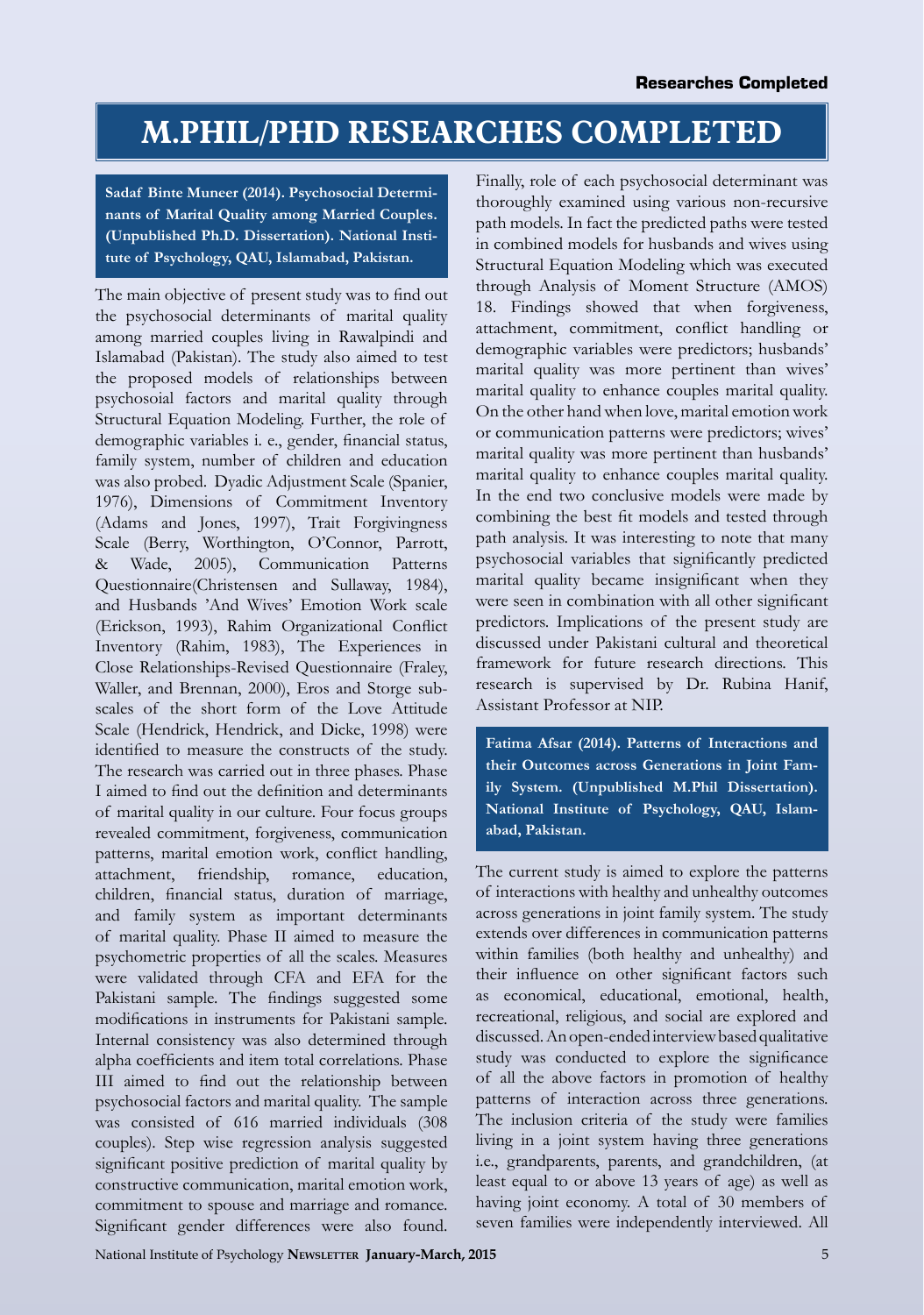# M.PHIL/PHD RESEARCHES COMPLETED

**Sadaf Binte Muneer (2014). Psychosocial Determinants of Marital Quality among Married Couples. (Unpublished Ph.D. Dissertation). National Institute of Psychology, QAU, Islamabad, Pakistan.**

The main objective of present study was to find out the psychosocial determinants of marital quality among married couples living in Rawalpindi and Islamabad (Pakistan). The study also aimed to test the proposed models of relationships between psychosoial factors and marital quality through Structural Equation Modeling. Further, the role of demographic variables i. e., gender, financial status, family system, number of children and education was also probed. Dyadic Adjustment Scale (Spanier, 1976), Dimensions of Commitment Inventory (Adams and Jones, 1997), Trait Forgivingness Scale (Berry, Worthington, O'Connor, Parrott, & Wade, 2005), Communication Patterns Questionnaire(Christensen and Sullaway, 1984), and Husbands 'And Wives' Emotion Work scale (Erickson, 1993), Rahim Organizational Conflict Inventory (Rahim, 1983), The Experiences in Close Relationships-Revised Questionnaire (Fraley, Waller, and Brennan, 2000), Eros and Storge subscales of the short form of the Love Attitude Scale (Hendrick, Hendrick, and Dicke, 1998) were identified to measure the constructs of the study. The research was carried out in three phases. Phase I aimed to find out the definition and determinants of marital quality in our culture. Four focus groups revealed commitment, forgiveness, communication patterns, marital emotion work, conflict handling, attachment, friendship, romance, education, children, financial status, duration of marriage, and family system as important determinants of marital quality. Phase II aimed to measure the psychometric properties of all the scales. Measures were validated through CFA and EFA for the Pakistani sample. The findings suggested some modifications in instruments for Pakistani sample. Internal consistency was also determined through alpha coefficients and item total correlations. Phase III aimed to find out the relationship between psychosocial factors and marital quality. The sample was consisted of 616 married individuals (308 couples). Step wise regression analysis suggested significant positive prediction of marital quality by constructive communication, marital emotion work, commitment to spouse and marriage and romance. Significant gender differences were also found. Finally, role of each psychosocial determinant was thoroughly examined using various non-recursive path models. In fact the predicted paths were tested in combined models for husbands and wives using Structural Equation Modeling which was executed through Analysis of Moment Structure (AMOS) 18. Findings showed that when forgiveness, attachment, commitment, conflict handling or demographic variables were predictors; husbands' marital quality was more pertinent than wives' marital quality to enhance couples marital quality. On the other hand when love, marital emotion work or communication patterns were predictors; wives' marital quality was more pertinent than husbands' marital quality to enhance couples marital quality. In the end two conclusive models were made by combining the best fit models and tested through path analysis. It was interesting to note that many psychosocial variables that significantly predicted marital quality became insignificant when they were seen in combination with all other significant predictors. Implications of the present study are discussed under Pakistani cultural and theoretical framework for future research directions. This research is supervised by Dr. Rubina Hanif, Assistant Professor at NIP.

**Fatima Afsar (2014). Patterns of Interactions and their Outcomes across Generations in Joint Family System. (Unpublished M.Phil Dissertation). National Institute of Psychology, QAU, Islamabad, Pakistan.**

The current study is aimed to explore the patterns of interactions with healthy and unhealthy outcomes across generations in joint family system. The study extends over differences in communication patterns within families (both healthy and unhealthy) and their influence on other significant factors such as economical, educational, emotional, health, recreational, religious, and social are explored and discussed. An open-ended interview based qualitative study was conducted to explore the significance of all the above factors in promotion of healthy patterns of interaction across three generations. The inclusion criteria of the study were families living in a joint system having three generations i.e., grandparents, parents, and grandchildren, (at least equal to or above 13 years of age) as well as having joint economy. A total of 30 members of seven families were independently interviewed. All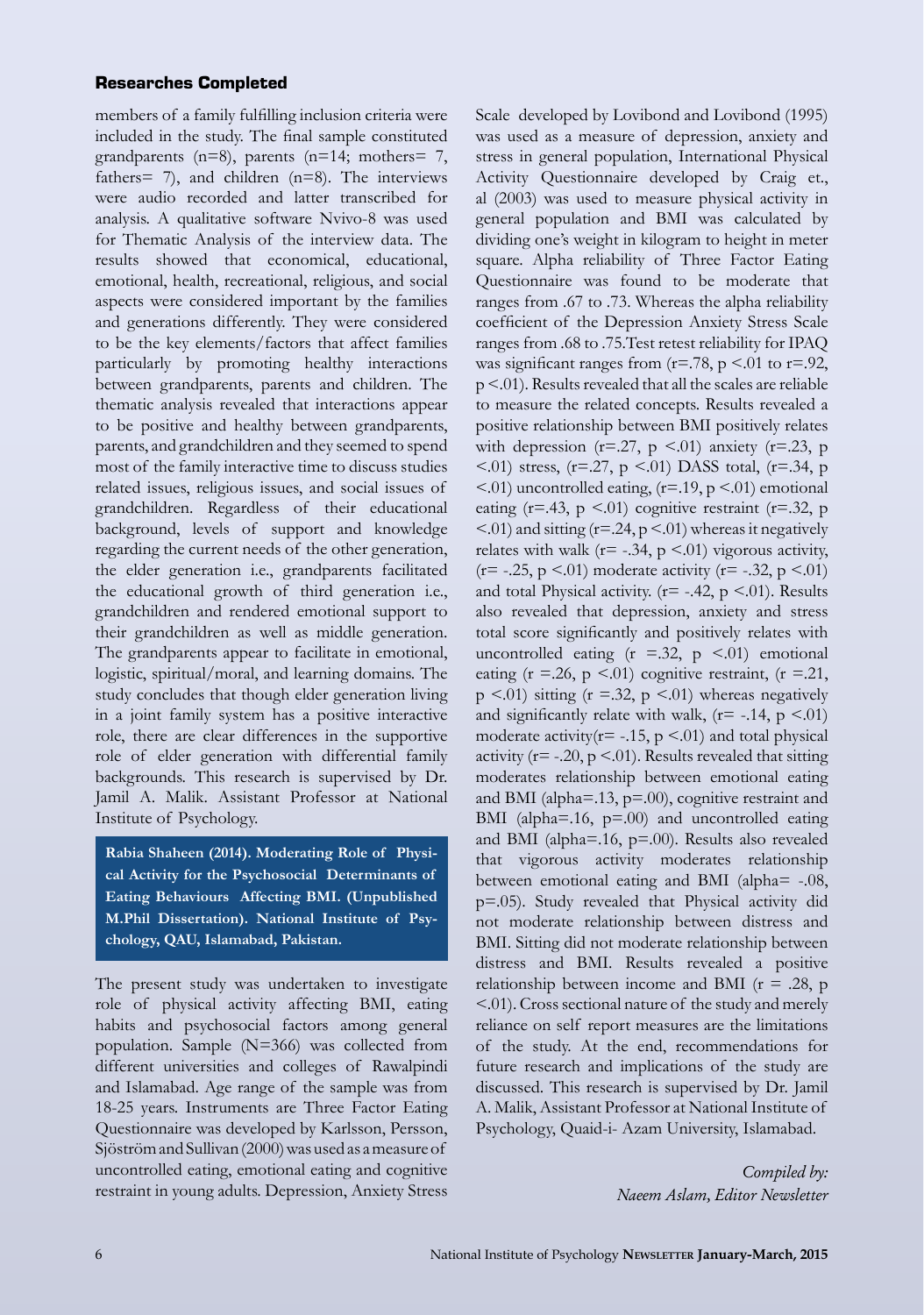## Researches Completed

members of a family fulfilling inclusion criteria were included in the study. The final sample constituted grandparents (n=8), parents (n=14; mothers= 7, fathers= 7), and children (n=8). The interviews were audio recorded and latter transcribed for analysis. A qualitative software Nvivo-8 was used for Thematic Analysis of the interview data. The results showed that economical, educational, emotional, health, recreational, religious, and social aspects were considered important by the families and generations differently. They were considered to be the key elements/factors that affect families particularly by promoting healthy interactions between grandparents, parents and children. The thematic analysis revealed that interactions appear to be positive and healthy between grandparents, parents, and grandchildren and they seemed to spend most of the family interactive time to discuss studies related issues, religious issues, and social issues of grandchildren. Regardless of their educational background, levels of support and knowledge regarding the current needs of the other generation, the elder generation i.e., grandparents facilitated the educational growth of third generation i.e., grandchildren and rendered emotional support to their grandchildren as well as middle generation. The grandparents appear to facilitate in emotional, logistic, spiritual/moral, and learning domains. The study concludes that though elder generation living in a joint family system has a positive interactive role, there are clear differences in the supportive role of elder generation with differential family backgrounds. This research is supervised by Dr. Jamil A. Malik. Assistant Professor at National Institute of Psychology.

**Rabia Shaheen (2014). Moderating Role of Physical Activity for the Psychosocial Determinants of Eating Behaviours Affecting BMI. (Unpublished M.Phil Dissertation). National Institute of Psychology, QAU, Islamabad, Pakistan.**

The present study was undertaken to investigate role of physical activity affecting BMI, eating habits and psychosocial factors among general population. Sample (N=366) was collected from different universities and colleges of Rawalpindi and Islamabad. Age range of the sample was from 18-25 years. Instruments are Three Factor Eating Questionnaire was developed by Karlsson, Persson, Sjöström and Sullivan (2000) was used as a measure of uncontrolled eating, emotional eating and cognitive restraint in young adults. Depression, Anxiety Stress Scale developed by Lovibond and Lovibond (1995) was used as a measure of depression, anxiety and stress in general population, International Physical Activity Questionnaire developed by Craig et., al (2003) was used to measure physical activity in general population and BMI was calculated by dividing one's weight in kilogram to height in meter square. Alpha reliability of Three Factor Eating Questionnaire was found to be moderate that ranges from .67 to .73. Whereas the alpha reliability coefficient of the Depression Anxiety Stress Scale ranges from .68 to .75.Test retest reliability for IPAQ was significant ranges from ($r$=.78, $p$ <.01 to $r$=.92, $p$ <.01). Results revealed that all the scales are reliable to measure the related concepts. Results revealed a positive relationship between BMI positively relates with depression ($r$=.27, $p$ <.01) anxiety ($r$=.23, $p$ <.01) stress, ($r$=.27, $p$ <.01) DASS total, ($r$=.34, $p$ <.01) uncontrolled eating, ($r$=.19, $p$ <.01) emotional eating ($r$=.43, $p$ <.01) cognitive restraint ($r$=.32, $p$ <.01) and sitting ($r$=.24, $p$ <.01) whereas it negatively relates with walk ($r$= -.34, $p$ <.01) vigorous activity, ($r$= -.25, $p$ <.01) moderate activity ($r$= -.32, $p$ <.01) and total Physical activity. ($r$= -.42, $p$ <.01). Results also revealed that depression, anxiety and stress total score significantly and positively relates with uncontrolled eating ($r$ =.32, $p$ <.01) emotional eating ($r$ =.26, $p$ <.01) cognitive restraint, ($r$ =.21, $p$ <.01) sitting ($r$ =.32, $p$ <.01) whereas negatively and significantly relate with walk, ($r$= -.14, $p$ <.01) moderate activity($r$= -.15, $p$ <.01) and total physical activity ($r$= -.20, $p$ <.01). Results revealed that sitting moderates relationship between emotional eating and BMI (alpha=.13, $p$=.00), cognitive restraint and BMI (alpha=.16, $p$=.00) and uncontrolled eating and BMI (alpha=.16, $p$=.00). Results also revealed that vigorous activity moderates relationship between emotional eating and BMI (alpha= -.08, $p$=.05). Study revealed that Physical activity did not moderate relationship between distress and BMI. Sitting did not moderate relationship between distress and BMI. Results revealed a positive relationship between income and BMI ($r$ = .28, $p$ <.01). Cross sectional nature of the study and merely reliance on self report measures are the limitations of the study. At the end, recommendations for future research and implications of the study are discussed. This research is supervised by Dr. Jamil A. Malik, Assistant Professor at National Institute of Psychology, Quaid-i- Azam University, Islamabad.

*Compiled by:*
*Naeem Aslam, Editor Newsletter*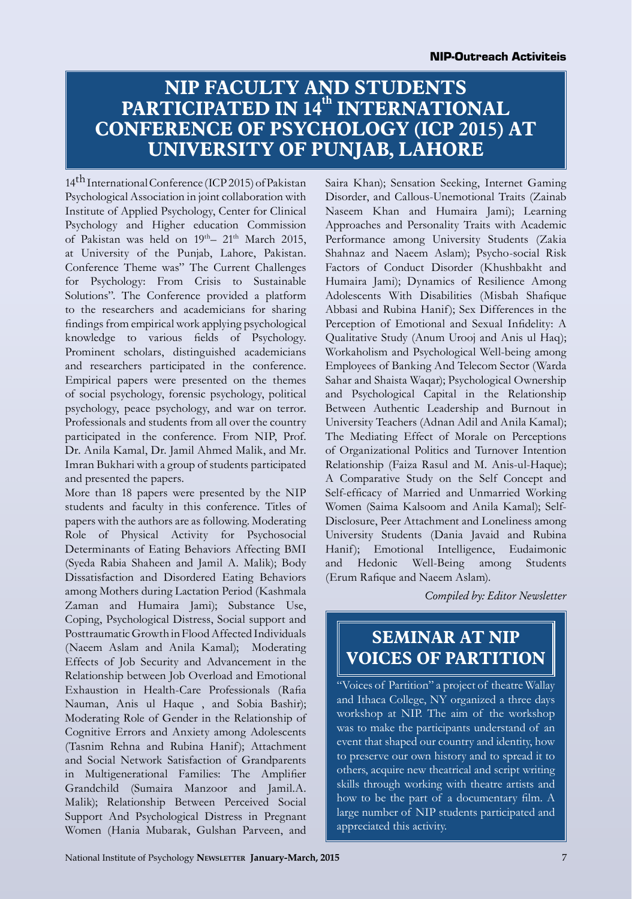# NIP FACULTY AND STUDENTS PARTICIPATED IN 14th INTERNATIONAL CONFERENCE OF PSYCHOLOGY (ICP 2015) AT UNIVERSITY OF PUNJAB, LAHORE

14th International Conference (ICP 2015) of Pakistan Psychological Association in joint collaboration with Institute of Applied Psychology, Center for Clinical Psychology and Higher education Commission of Pakistan was held on 19th– 21th March 2015, at University of the Punjab, Lahore, Pakistan. Conference Theme was" The Current Challenges for Psychology: From Crisis to Sustainable Solutions". The Conference provided a platform to the researchers and academicians for sharing findings from empirical work applying psychological knowledge to various fields of Psychology. Prominent scholars, distinguished academicians and researchers participated in the conference. Empirical papers were presented on the themes of social psychology, forensic psychology, political psychology, peace psychology, and war on terror. Professionals and students from all over the country participated in the conference. From NIP, Prof. Dr. Anila Kamal, Dr. Jamil Ahmed Malik, and Mr. Imran Bukhari with a group of students participated and presented the papers.

More than 18 papers were presented by the NIP students and faculty in this conference. Titles of papers with the authors are as following. Moderating Role of Physical Activity for Psychosocial Determinants of Eating Behaviors Affecting BMI (Syeda Rabia Shaheen and Jamil A. Malik); Body Dissatisfaction and Disordered Eating Behaviors among Mothers during Lactation Period (Kashmala Zaman and Humaira Jami); Substance Use, Coping, Psychological Distress, Social support and Posttraumatic Growth in Flood Affected Individuals (Naeem Aslam and Anila Kamal); Moderating Effects of Job Security and Advancement in the Relationship between Job Overload and Emotional Exhaustion in Health-Care Professionals (Rafia Nauman, Anis ul Haque , and Sobia Bashir); Moderating Role of Gender in the Relationship of Cognitive Errors and Anxiety among Adolescents (Tasnim Rehna and Rubina Hanif); Attachment and Social Network Satisfaction of Grandparents in Multigenerational Families: The Amplifier Grandchild (Sumaira Manzoor and Jamil.A. Malik); Relationship Between Perceived Social Support And Psychological Distress in Pregnant Women (Hania Mubarak, Gulshan Parveen, and Saira Khan); Sensation Seeking, Internet Gaming Disorder, and Callous-Unemotional Traits (Zainab Naseem Khan and Humaira Jami); Learning Approaches and Personality Traits with Academic Performance among University Students (Zakia Shahnaz and Naeem Aslam); Psycho-social Risk Factors of Conduct Disorder (Khushbakht and Humaira Jami); Dynamics of Resilience Among Adolescents With Disabilities (Misbah Shafique Abbasi and Rubina Hanif); Sex Differences in the Perception of Emotional and Sexual Infidelity: A Qualitative Study (Anum Urooj and Anis ul Haq); Workaholism and Psychological Well-being among Employees of Banking And Telecom Sector (Warda Sahar and Shaista Waqar); Psychological Ownership and Psychological Capital in the Relationship Between Authentic Leadership and Burnout in University Teachers (Adnan Adil and Anila Kamal); The Mediating Effect of Morale on Perceptions of Organizational Politics and Turnover Intention Relationship (Faiza Rasul and M. Anis-ul-Haque); A Comparative Study on the Self Concept and Self-efficacy of Married and Unmarried Working Women (Saima Kalsoom and Anila Kamal); Self-Disclosure, Peer Attachment and Loneliness among University Students (Dania Javaid and Rubina Hanif); Emotional Intelligence, Eudaimonic and Hedonic Well-Being among Students (Erum Rafique and Naeem Aslam).

*Compiled by: Editor Newsletter*

## SEMINAR AT NIP VOICES OF PARTITION

"Voices of Partition" a project of theatre Wallay and Ithaca College, NY organized a three days workshop at NIP. The aim of the workshop was to make the participants understand of an event that shaped our country and identity, how to preserve our own history and to spread it to others, acquire new theatrical and script writing skills through working with theatre artists and how to be the part of a documentary film. A large number of NIP students participated and appreciated this activity.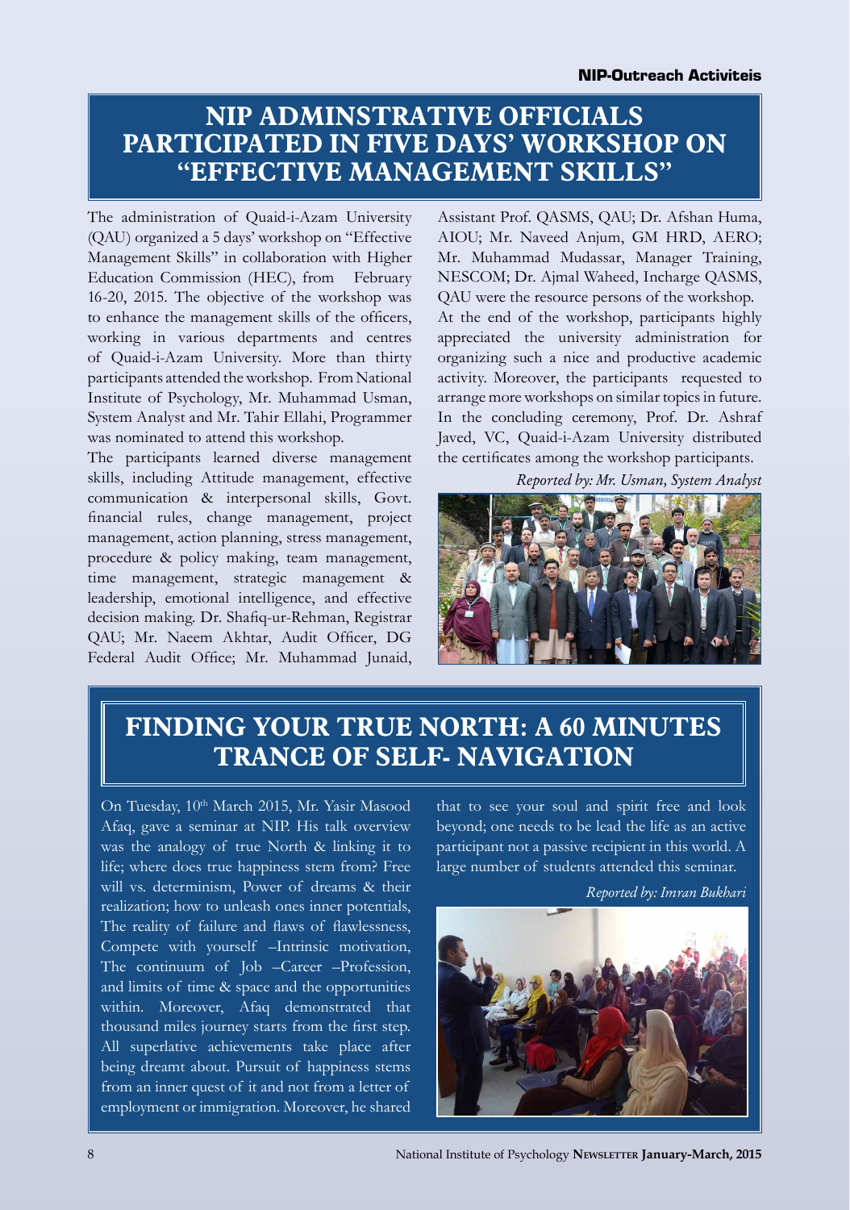# NIP ADMINSTRATIVE OFFICIALS PARTICIPATED IN FIVE DAYS' WORKSHOP ON "EFFECTIVE MANAGEMENT SKILLS"

The administration of Quaid-i-Azam University (QAU) organized a 5 days' workshop on "Effective Management Skills" in collaboration with Higher Education Commission (HEC), from February 16-20, 2015. The objective of the workshop was to enhance the management skills of the officers, working in various departments and centres of Quaid-i-Azam University. More than thirty participants attended the workshop. From National Institute of Psychology, Mr. Muhammad Usman, System Analyst and Mr. Tahir Ellahi, Programmer was nominated to attend this workshop.

The participants learned diverse management skills, including Attitude management, effective communication & interpersonal skills, Govt. financial rules, change management, project management, action planning, stress management, procedure & policy making, team management, time management, strategic management & leadership, emotional intelligence, and effective decision making. Dr. Shafiq-ur-Rehman, Registrar QAU; Mr. Naeem Akhtar, Audit Officer, DG Federal Audit Office; Mr. Muhammad Junaid, Assistant Prof. QASMS, QAU; Dr. Afshan Huma, AIOU; Mr. Naveed Anjum, GM HRD, AERO; Mr. Muhammad Mudassar, Manager Training, NESCOM; Dr. Ajmal Waheed, Incharge QASMS, QAU were the resource persons of the workshop.

At the end of the workshop, participants highly appreciated the university administration for organizing such a nice and productive academic activity. Moreover, the participants requested to arrange more workshops on similar topics in future. In the concluding ceremony, Prof. Dr. Ashraf Javed, VC, Quaid-i-Azam University distributed the certificates among the workshop participants.

*Reported by: Mr. Usman, System Analyst*

# FINDING YOUR TRUE NORTH: A 60 MINUTES TRANCE OF SELF- NAVIGATION

On Tuesday, 10th March 2015, Mr. Yasir Masood Afaq, gave a seminar at NIP. His talk overview was the analogy of true North & linking it to life; where does true happiness stem from? Free will vs. determinism, Power of dreams & their realization; how to unleash ones inner potentials, The reality of failure and flaws of flawlessness, Compete with yourself –Intrinsic motivation, The continuum of Job –Career –Profession, and limits of time & space and the opportunities within. Moreover, Afaq demonstrated that thousand miles journey starts from the first step. All superlative achievements take place after being dreamt about. Pursuit of happiness stems from an inner quest of it and not from a letter of employment or immigration. Moreover, he shared that to see your soul and spirit free and look beyond; one needs to be lead the life as an active participant not a passive recipient in this world. A large number of students attended this seminar.

*Reported by: Imran Bukhari*